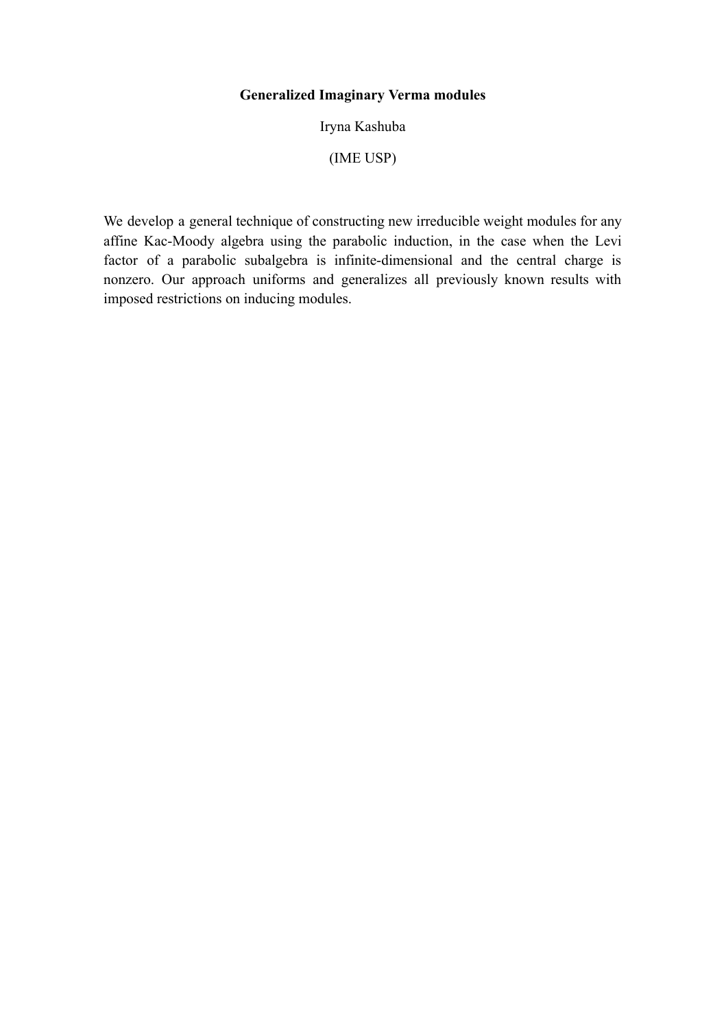**Generalized Imaginary Verma modules**

Iryna Kashuba

(IME USP)

We develop a general technique of constructing new irreducible weight modules for any affine Kac-Moody algebra using the parabolic induction, in the case when the Levi factor of a parabolic subalgebra is infinite-dimensional and the central charge is nonzero. Our approach uniforms and generalizes all previously known results with imposed restrictions on inducing modules.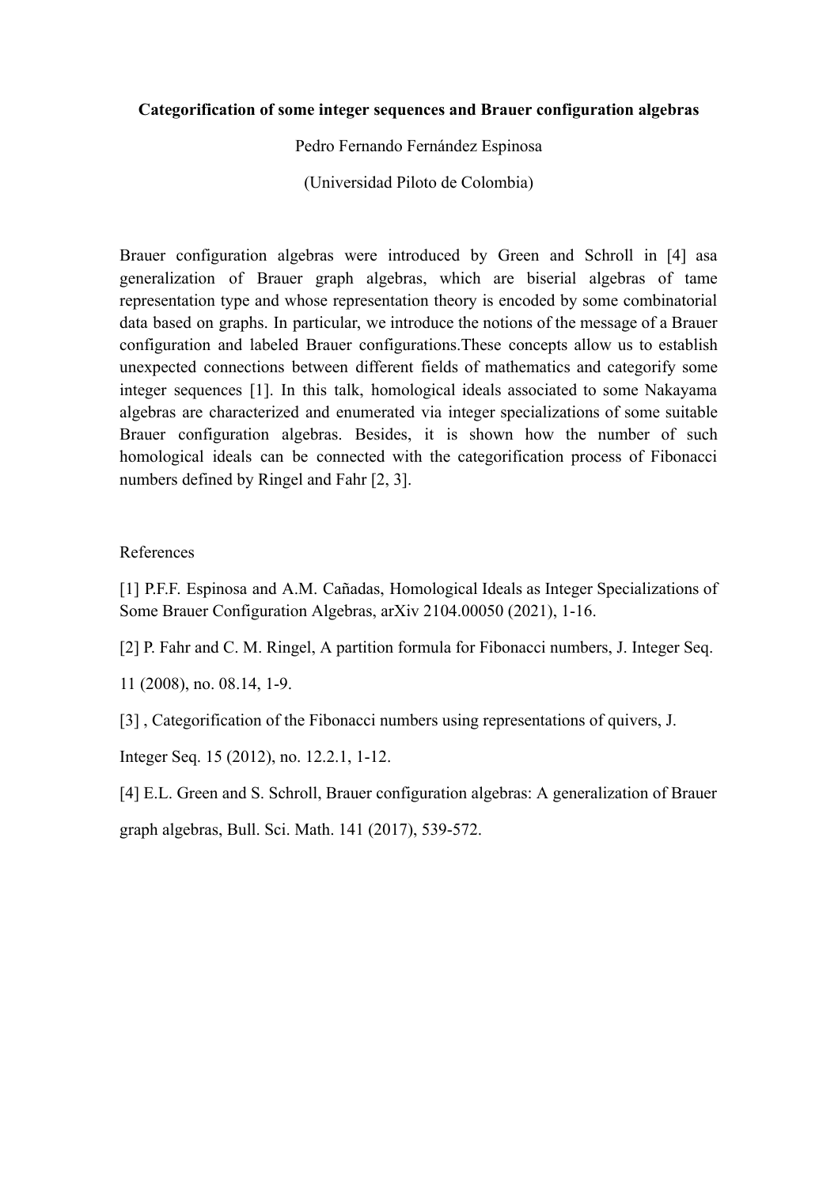**Categorification of some integer sequences and Brauer configuration algebras**

Pedro Fernando Fernández Espinosa

(Universidad Piloto de Colombia)

Brauer configuration algebras were introduced by Green and Schroll in [4] asa generalization of Brauer graph algebras, which are biserial algebras of tame representation type and whose representation theory is encoded by some combinatorial data based on graphs. In particular, we introduce the notions of the message of a Brauer configuration and labeled Brauer configurations.These concepts allow us to establish unexpected connections between different fields of mathematics and categorify some integer sequences [1]. In this talk, homological ideals associated to some Nakayama algebras are characterized and enumerated via integer specializations of some suitable Brauer configuration algebras. Besides, it is shown how the number of such homological ideals can be connected with the categorification process of Fibonacci numbers defined by Ringel and Fahr [2, 3].

References

[1] P.F.F. Espinosa and A.M. Cañadas, Homological Ideals as Integer Specializations of Some Brauer Configuration Algebras, arXiv 2104.00050 (2021), 1-16.

[2] P. Fahr and C. M. Ringel, A partition formula for Fibonacci numbers, J. Integer Seq. 11 (2008), no. 08.14, 1-9.

[3] , Categorification of the Fibonacci numbers using representations of quivers, J. Integer Seq. 15 (2012), no. 12.2.1, 1-12.

[4] E.L. Green and S. Schroll, Brauer configuration algebras: A generalization of Brauer graph algebras, Bull. Sci. Math. 141 (2017), 539-572.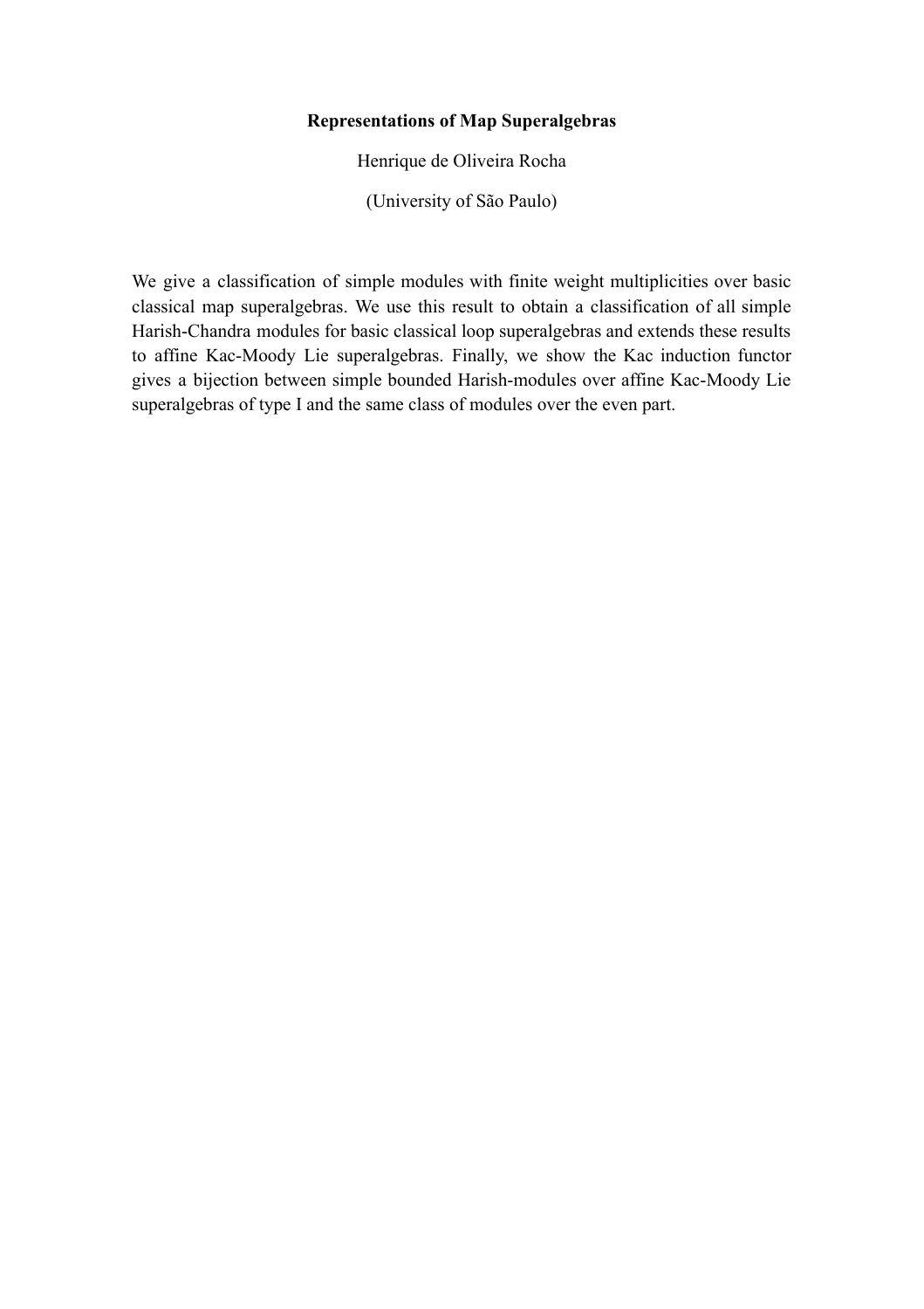**Representations of Map Superalgebras**

Henrique de Oliveira Rocha

(University of São Paulo)

We give a classification of simple modules with finite weight multiplicities over basic classical map superalgebras. We use this result to obtain a classification of all simple Harish-Chandra modules for basic classical loop superalgebras and extends these results to affine Kac-Moody Lie superalgebras. Finally, we show the Kac induction functor gives a bijection between simple bounded Harish-modules over affine Kac-Moody Lie superalgebras of type I and the same class of modules over the even part.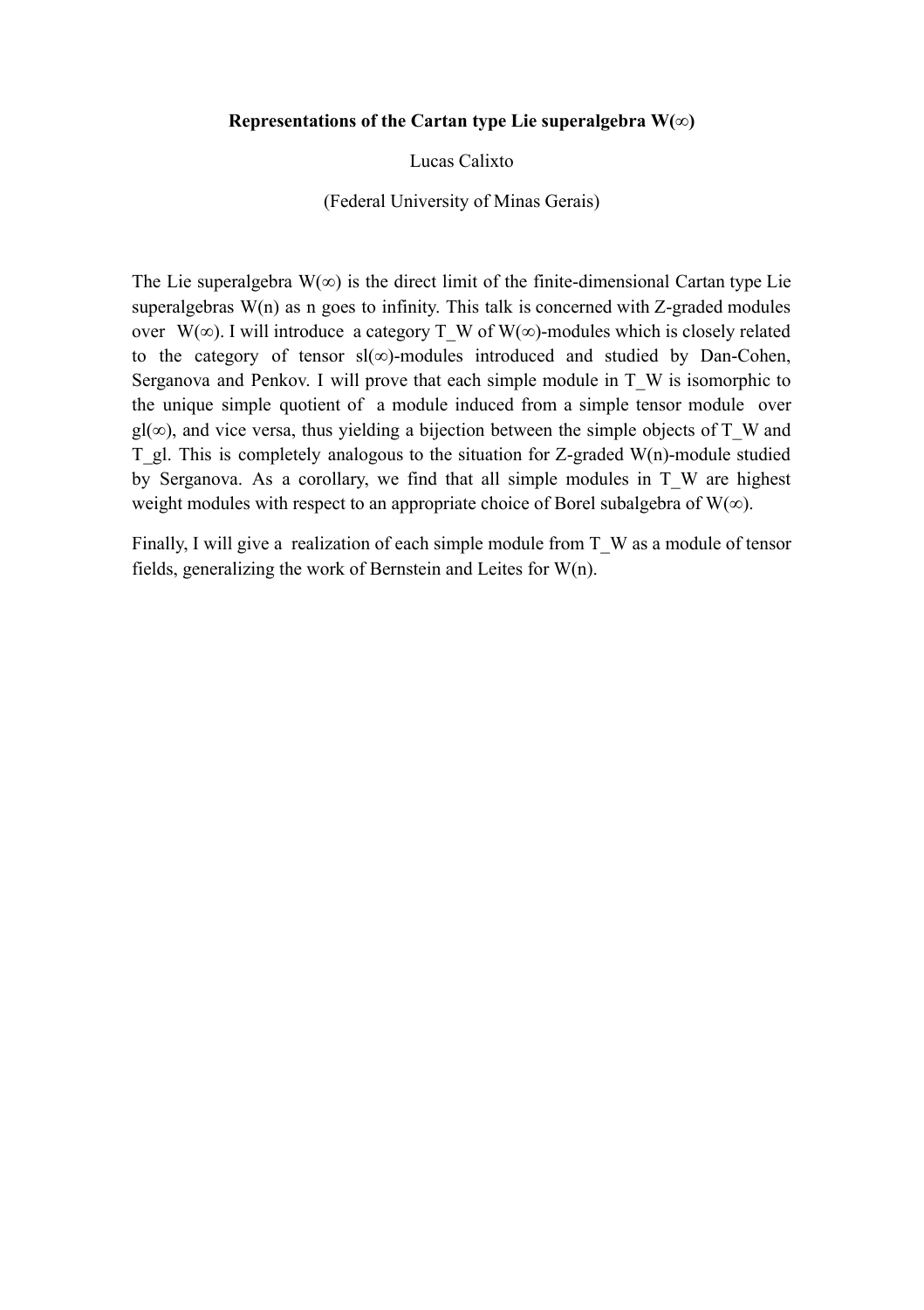**Representations of the Cartan type Lie superalgebra $W(\infty)$**

Lucas Calixto

(Federal University of Minas Gerais)

The Lie superalgebra $W(\infty)$ is the direct limit of the finite-dimensional Cartan type Lie superalgebras $W(n)$ as n goes to infinity. This talk is concerned with Z-graded modules over $W(\infty)$. I will introduce a category T_W of $W(\infty)$-modules which is closely related to the category of tensor $sl(\infty)$-modules introduced and studied by Dan-Cohen, Serganova and Penkov. I will prove that each simple module in T_W is isomorphic to the unique simple quotient of a module induced from a simple tensor module over $gl(\infty)$, and vice versa, thus yielding a bijection between the simple objects of T_W and T_gl. This is completely analogous to the situation for Z-graded $W(n)$-module studied by Serganova. As a corollary, we find that all simple modules in T_W are highest weight modules with respect to an appropriate choice of Borel subalgebra of $W(\infty)$.

Finally, I will give a realization of each simple module from T_W as a module of tensor fields, generalizing the work of Bernstein and Leites for $W(n)$.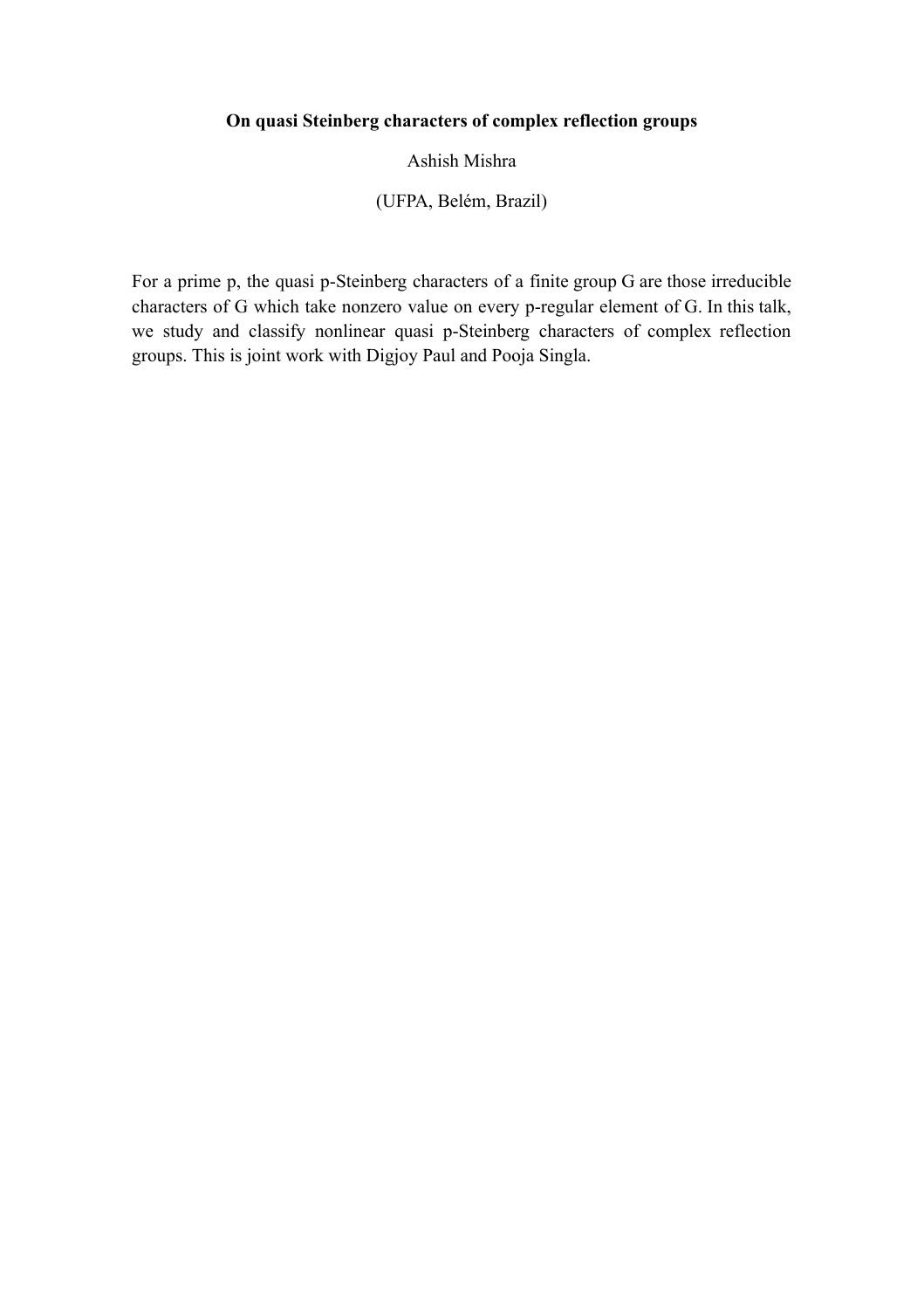**On quasi Steinberg characters of complex reflection groups**

Ashish Mishra

(UFPA, Belém, Brazil)

For a prime p, the quasi p-Steinberg characters of a finite group G are those irreducible characters of G which take nonzero value on every p-regular element of G. In this talk, we study and classify nonlinear quasi p-Steinberg characters of complex reflection groups. This is joint work with Digjoy Paul and Pooja Singla.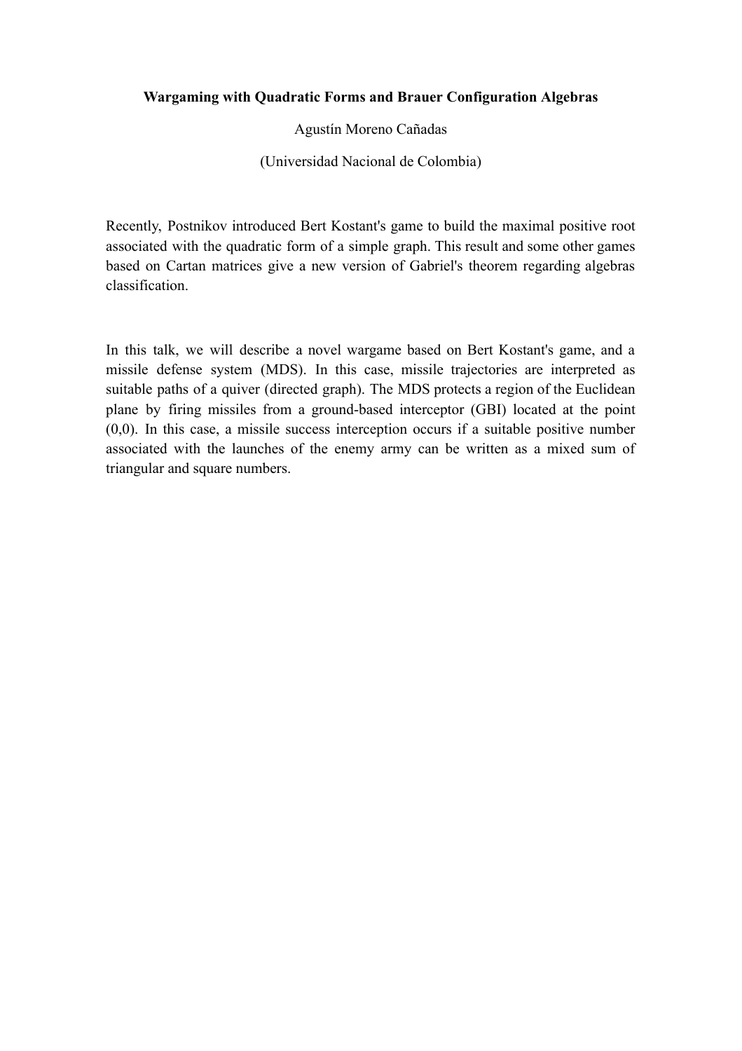**Wargaming with Quadratic Forms and Brauer Configuration Algebras**

Agustín Moreno Cañadas

(Universidad Nacional de Colombia)

Recently, Postnikov introduced Bert Kostant's game to build the maximal positive root associated with the quadratic form of a simple graph. This result and some other games based on Cartan matrices give a new version of Gabriel's theorem regarding algebras classification.

In this talk, we will describe a novel wargame based on Bert Kostant's game, and a missile defense system (MDS). In this case, missile trajectories are interpreted as suitable paths of a quiver (directed graph). The MDS protects a region of the Euclidean plane by firing missiles from a ground-based interceptor (GBI) located at the point (0,0). In this case, a missile success interception occurs if a suitable positive number associated with the launches of the enemy army can be written as a mixed sum of triangular and square numbers.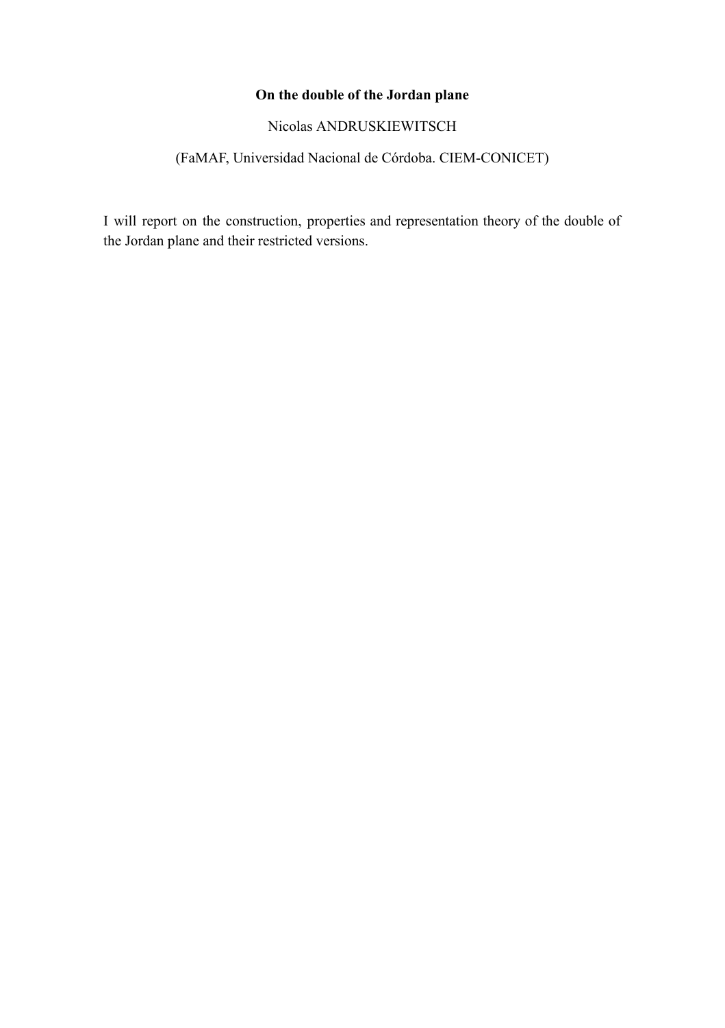**On the double of the Jordan plane**

Nicolas ANDRUSKIEWITSCH

(FaMAF, Universidad Nacional de Córdoba. CIEM-CONICET)

I will report on the construction, properties and representation theory of the double of the Jordan plane and their restricted versions.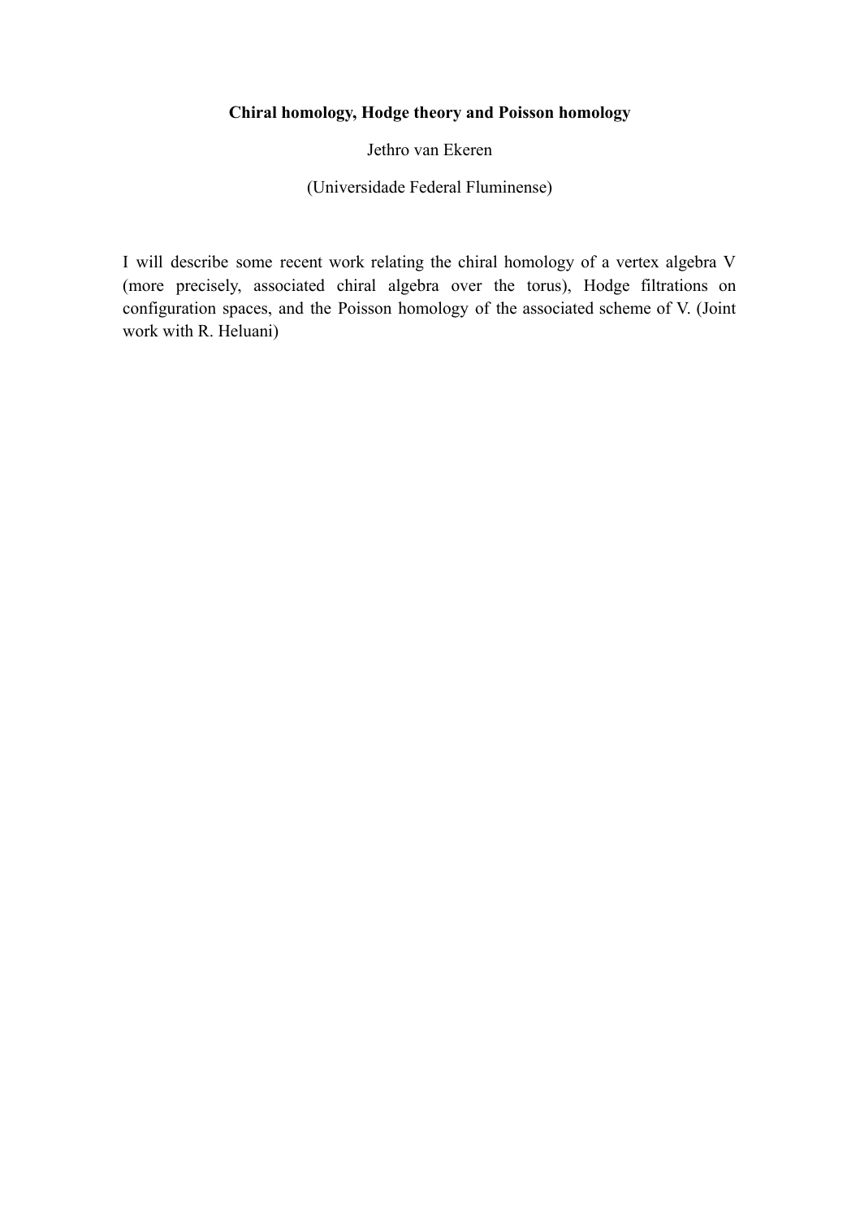**Chiral homology, Hodge theory and Poisson homology**

Jethro van Ekeren

(Universidade Federal Fluminense)

I will describe some recent work relating the chiral homology of a vertex algebra V (more precisely, associated chiral algebra over the torus), Hodge filtrations on configuration spaces, and the Poisson homology of the associated scheme of V. (Joint work with R. Heluani)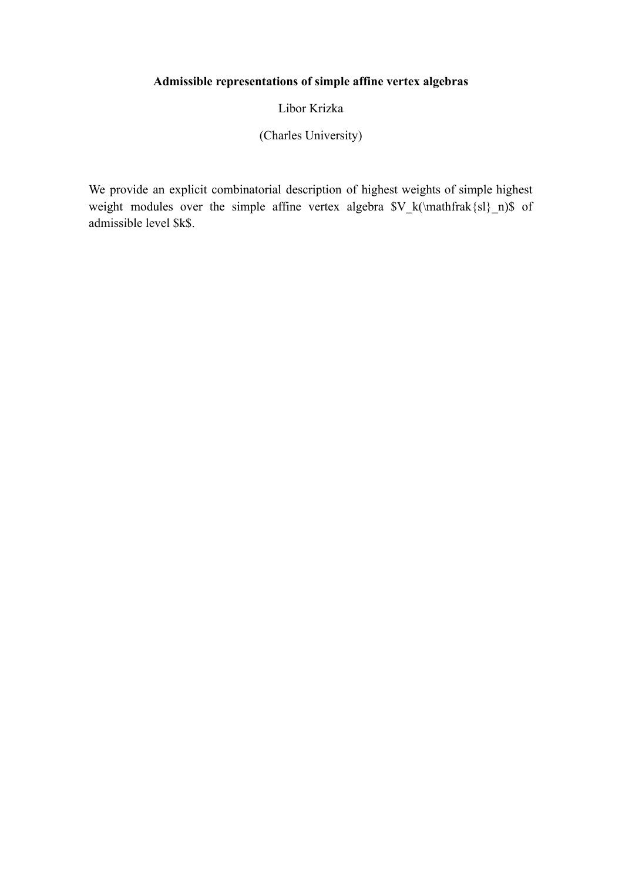**Admissible representations of simple affine vertex algebras**

Libor Krizka

(Charles University)

We provide an explicit combinatorial description of highest weights of simple highest weight modules over the simple affine vertex algebra $V_k(\mathfrak{sl}_n)$ of admissible level $k$.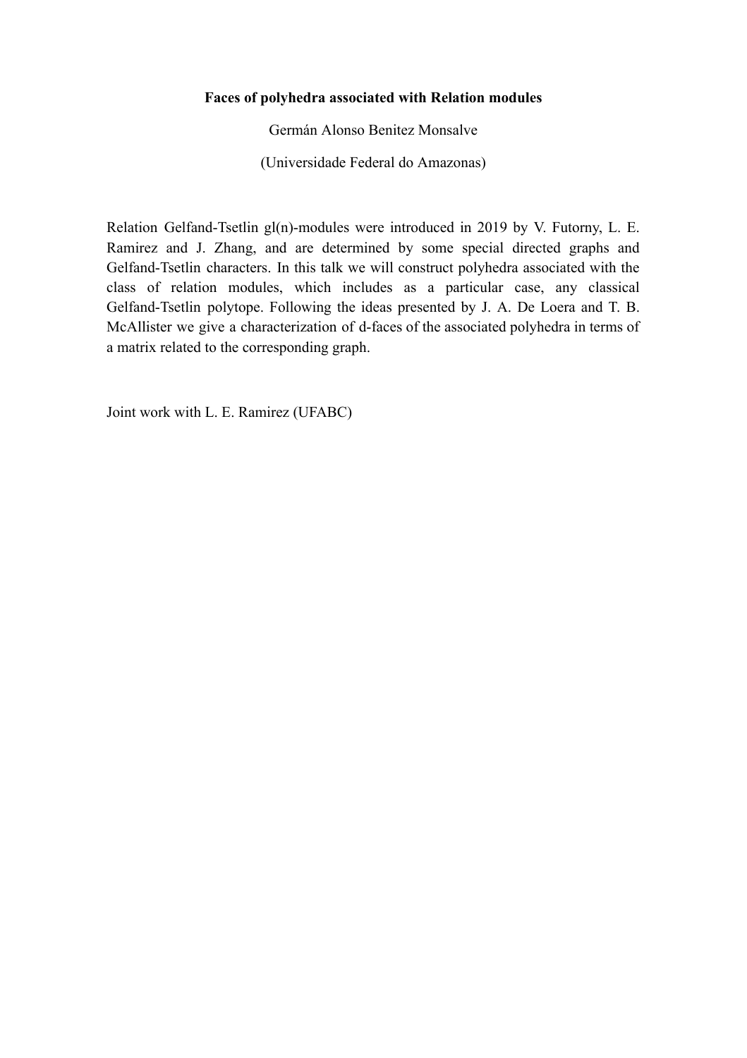**Faces of polyhedra associated with Relation modules**

Germán Alonso Benitez Monsalve

(Universidade Federal do Amazonas)

Relation Gelfand-Tsetlin gl(n)-modules were introduced in 2019 by V. Futorny, L. E. Ramirez and J. Zhang, and are determined by some special directed graphs and Gelfand-Tsetlin characters. In this talk we will construct polyhedra associated with the class of relation modules, which includes as a particular case, any classical Gelfand-Tsetlin polytope. Following the ideas presented by J. A. De Loera and T. B. McAllister we give a characterization of d-faces of the associated polyhedra in terms of a matrix related to the corresponding graph.

Joint work with L. E. Ramirez (UFABC)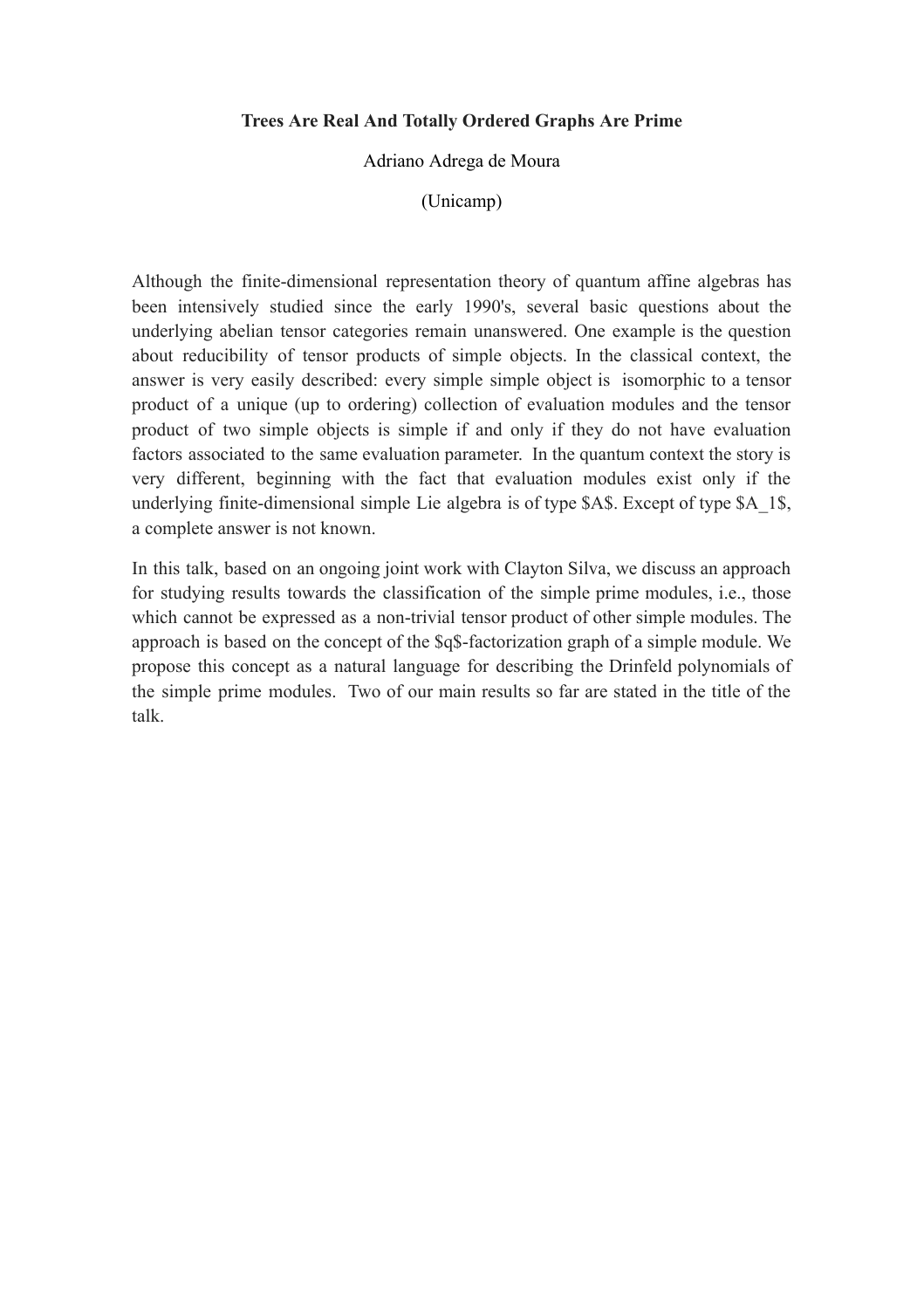**Trees Are Real And Totally Ordered Graphs Are Prime**

Adriano Adrega de Moura

(Unicamp)

Although the finite-dimensional representation theory of quantum affine algebras has been intensively studied since the early 1990's, several basic questions about the underlying abelian tensor categories remain unanswered. One example is the question about reducibility of tensor products of simple objects. In the classical context, the answer is very easily described: every simple simple object is isomorphic to a tensor product of a unique (up to ordering) collection of evaluation modules and the tensor product of two simple objects is simple if and only if they do not have evaluation factors associated to the same evaluation parameter. In the quantum context the story is very different, beginning with the fact that evaluation modules exist only if the underlying finite-dimensional simple Lie algebra is of type $A$. Except of type $A_1$, a complete answer is not known.

In this talk, based on an ongoing joint work with Clayton Silva, we discuss an approach for studying results towards the classification of the simple prime modules, i.e., those which cannot be expressed as a non-trivial tensor product of other simple modules. The approach is based on the concept of the $q$-factorization graph of a simple module. We propose this concept as a natural language for describing the Drinfeld polynomials of the simple prime modules. Two of our main results so far are stated in the title of the talk.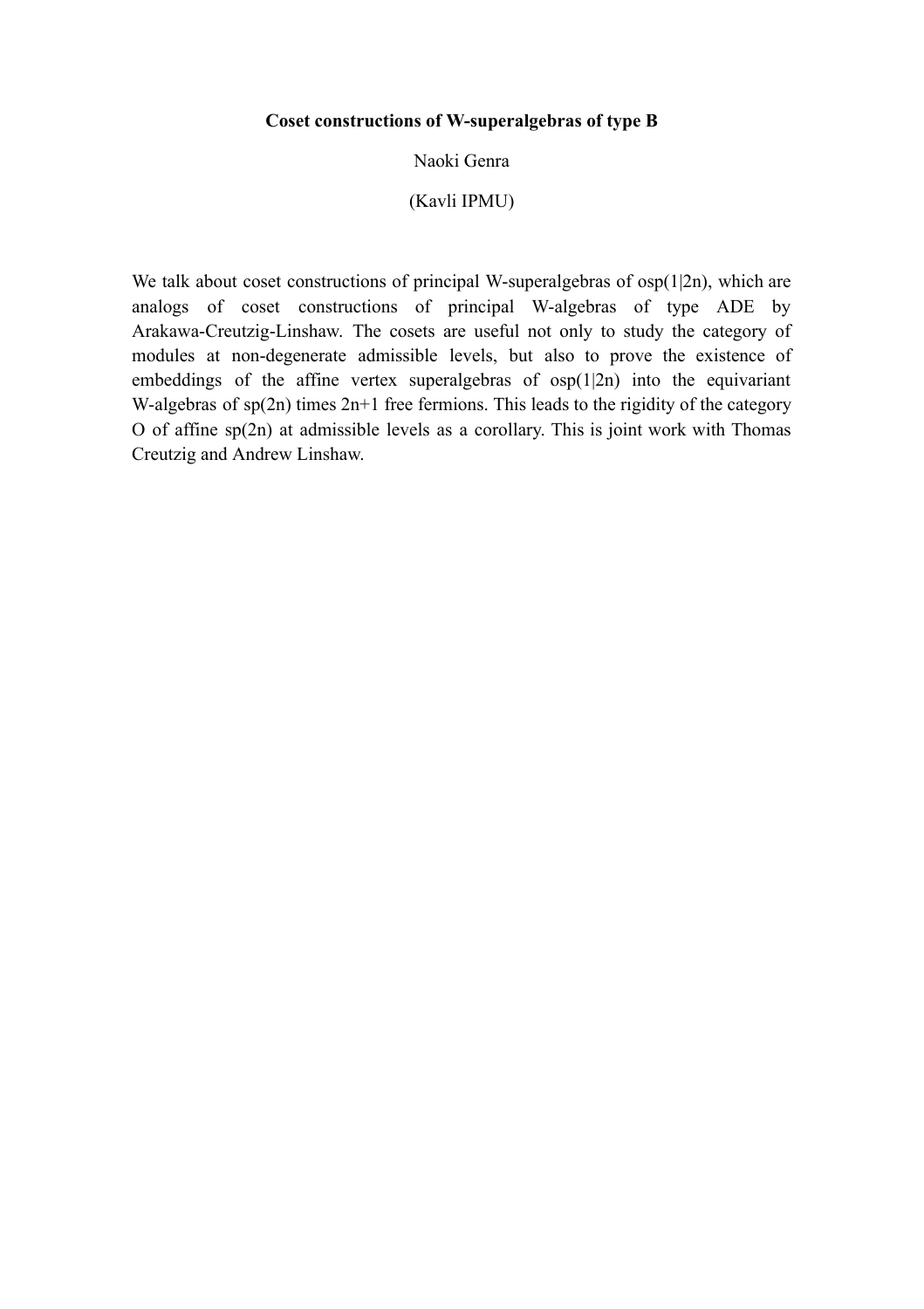**Coset constructions of W-superalgebras of type B**

Naoki Genra

(Kavli IPMU)

We talk about coset constructions of principal W-superalgebras of osp(1|2n), which are analogs of coset constructions of principal W-algebras of type ADE by Arakawa-Creutzig-Linshaw. The cosets are useful not only to study the category of modules at non-degenerate admissible levels, but also to prove the existence of embeddings of the affine vertex superalgebras of osp(1|2n) into the equivariant W-algebras of sp(2n) times 2n+1 free fermions. This leads to the rigidity of the category O of affine sp(2n) at admissible levels as a corollary. This is joint work with Thomas Creutzig and Andrew Linshaw.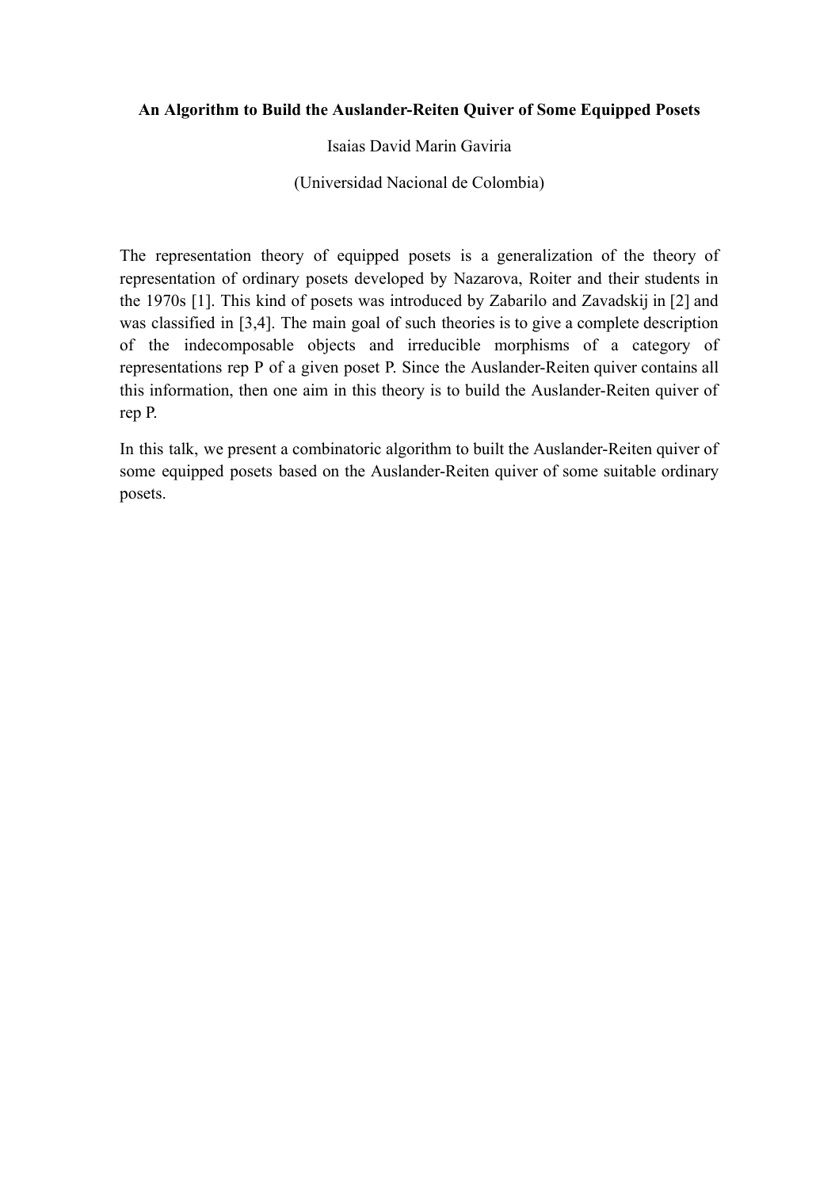**An Algorithm to Build the Auslander-Reiten Quiver of Some Equipped Posets**

Isaias David Marin Gaviria

(Universidad Nacional de Colombia)

The representation theory of equipped posets is a generalization of the theory of representation of ordinary posets developed by Nazarova, Roiter and their students in the 1970s [1]. This kind of posets was introduced by Zabarilo and Zavadskij in [2] and was classified in [3,4]. The main goal of such theories is to give a complete description of the indecomposable objects and irreducible morphisms of a category of representations rep P of a given poset P. Since the Auslander-Reiten quiver contains all this information, then one aim in this theory is to build the Auslander-Reiten quiver of rep P.

In this talk, we present a combinatoric algorithm to built the Auslander-Reiten quiver of some equipped posets based on the Auslander-Reiten quiver of some suitable ordinary posets.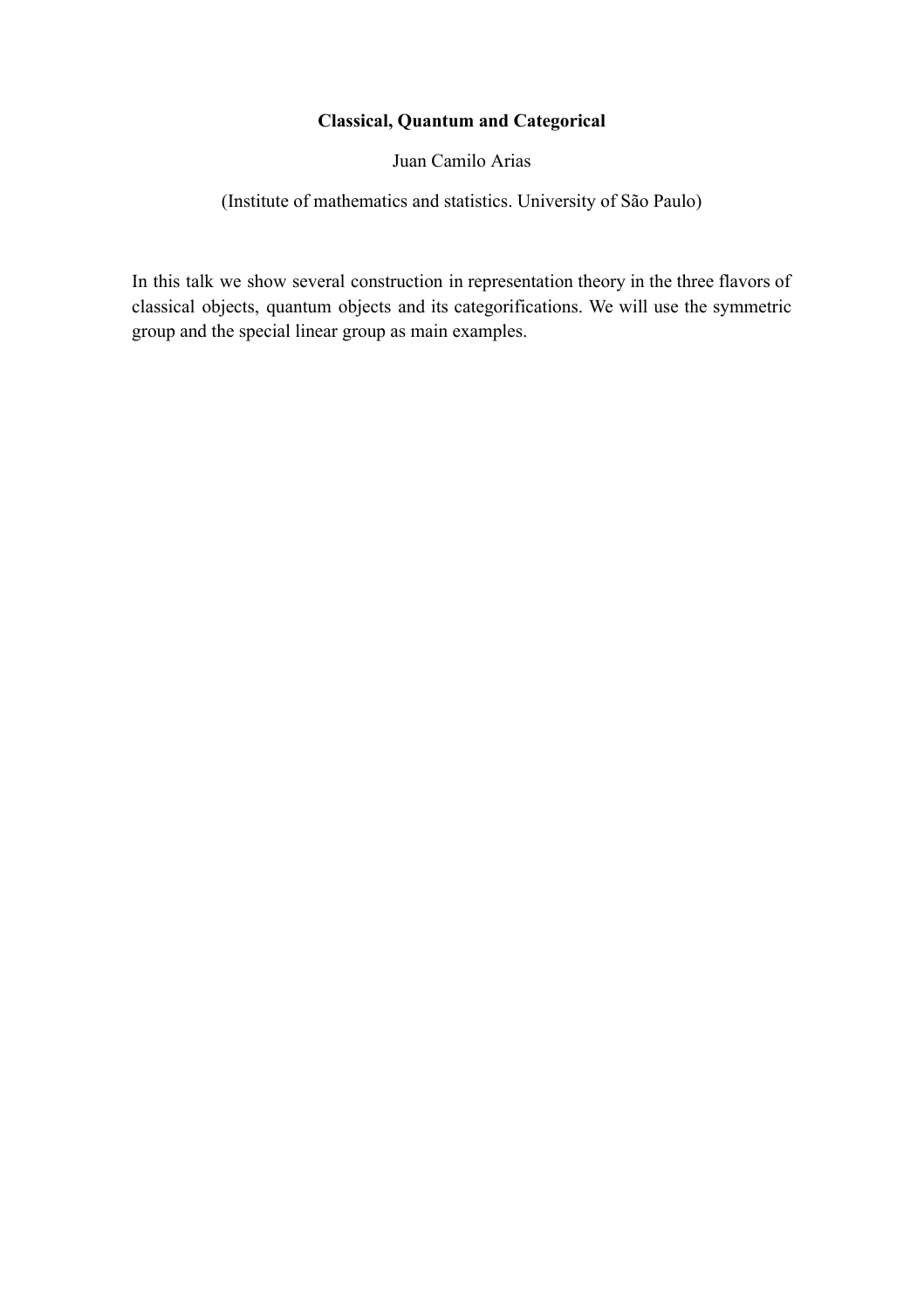**Classical, Quantum and Categorical**

Juan Camilo Arias

(Institute of mathematics and statistics. University of São Paulo)

In this talk we show several construction in representation theory in the three flavors of classical objects, quantum objects and its categorifications. We will use the symmetric group and the special linear group as main examples.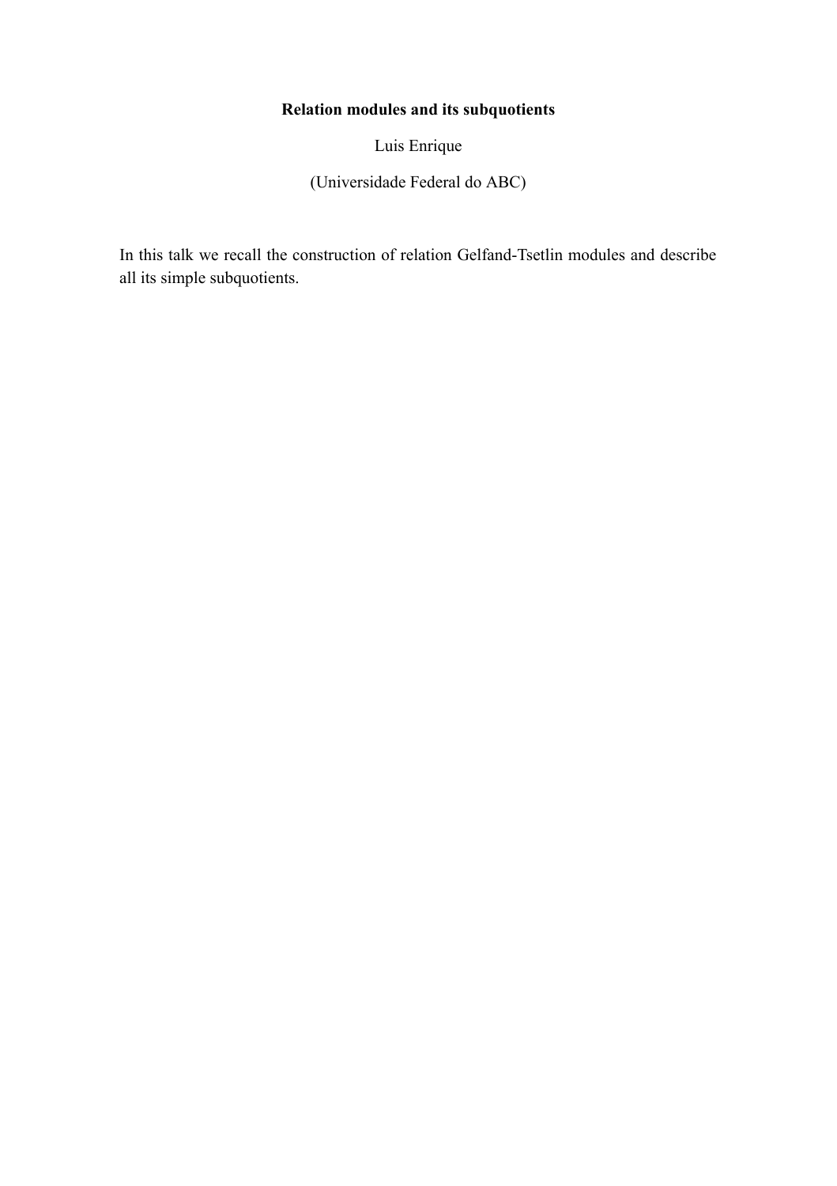**Relation modules and its subquotients**

Luis Enrique

(Universidade Federal do ABC)

In this talk we recall the construction of relation Gelfand-Tsetlin modules and describe all its simple subquotients.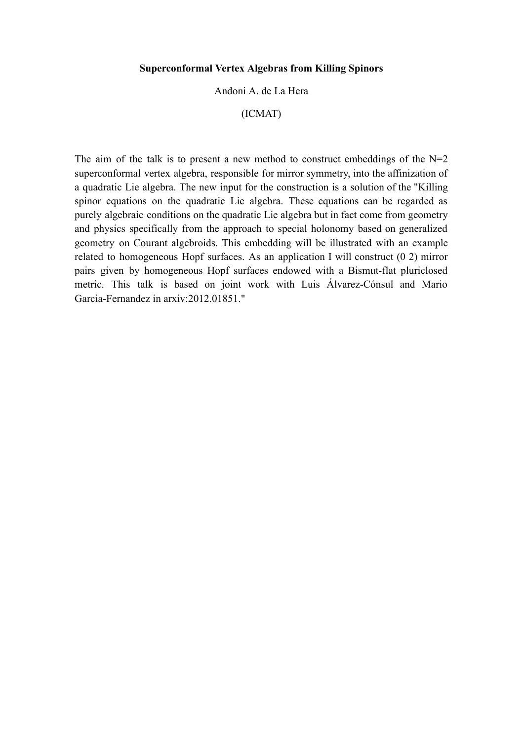**Superconformal Vertex Algebras from Killing Spinors**

Andoni A. de La Hera

(ICMAT)

The aim of the talk is to present a new method to construct embeddings of the N=2 superconformal vertex algebra, responsible for mirror symmetry, into the affinization of a quadratic Lie algebra. The new input for the construction is a solution of the "Killing spinor equations on the quadratic Lie algebra. These equations can be regarded as purely algebraic conditions on the quadratic Lie algebra but in fact come from geometry and physics specifically from the approach to special holonomy based on generalized geometry on Courant algebroids. This embedding will be illustrated with an example related to homogeneous Hopf surfaces. As an application I will construct (0 2) mirror pairs given by homogeneous Hopf surfaces endowed with a Bismut-flat pluriclosed metric. This talk is based on joint work with Luis Álvarez-Cónsul and Mario Garcia-Fernandez in arxiv:2012.01851."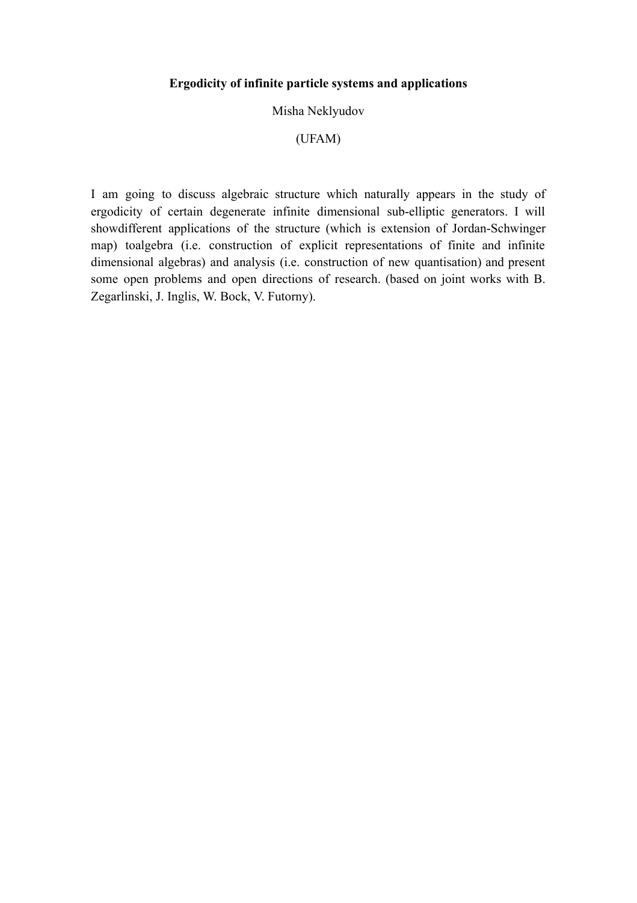**Ergodicity of infinite particle systems and applications**

Misha Neklyudov

(UFAM)

I am going to discuss algebraic structure which naturally appears in the study of ergodicity of certain degenerate infinite dimensional sub-elliptic generators. I will showdifferent applications of the structure (which is extension of Jordan-Schwinger map) toalgebra (i.e. construction of explicit representations of finite and infinite dimensional algebras) and analysis (i.e. construction of new quantisation) and present some open problems and open directions of research. (based on joint works with B. Zegarlinski, J. Inglis, W. Bock, V. Futorny).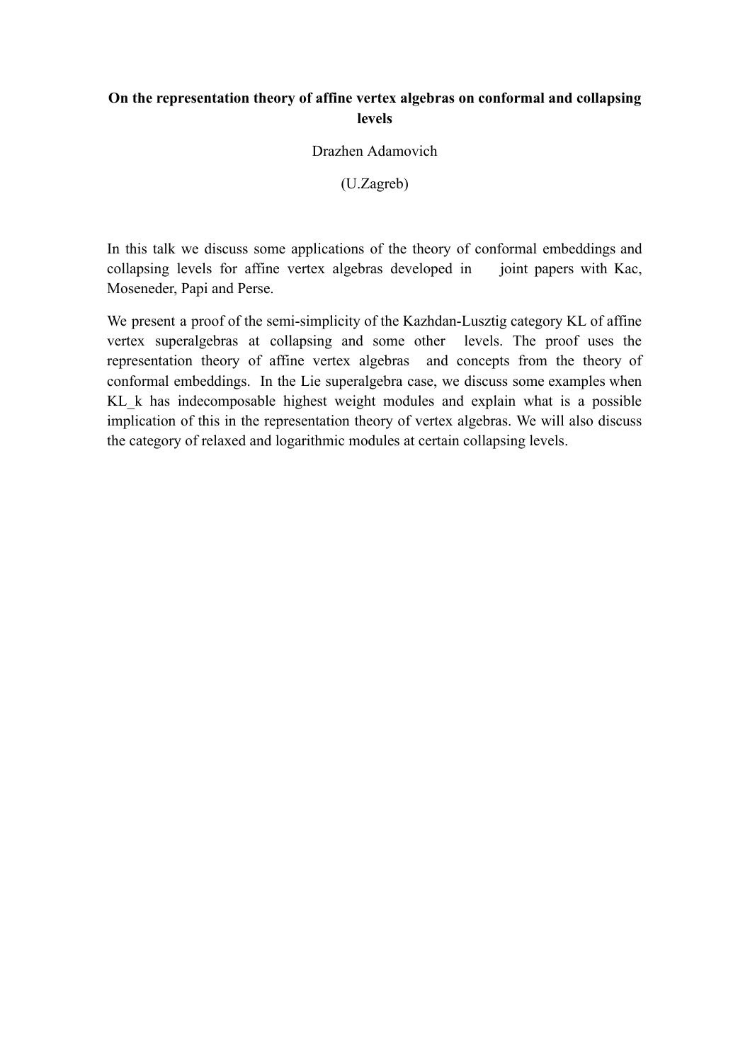**On the representation theory of affine vertex algebras on conformal and collapsing levels**

Drazhen Adamovich

(U.Zagreb)

In this talk we discuss some applications of the theory of conformal embeddings and collapsing levels for affine vertex algebras developed in joint papers with Kac, Moseneder, Papi and Perse.

We present a proof of the semi-simplicity of the Kazhdan-Lusztig category KL of affine vertex superalgebras at collapsing and some other levels. The proof uses the representation theory of affine vertex algebras and concepts from the theory of conformal embeddings. In the Lie superalgebra case, we discuss some examples when KL_k has indecomposable highest weight modules and explain what is a possible implication of this in the representation theory of vertex algebras. We will also discuss the category of relaxed and logarithmic modules at certain collapsing levels.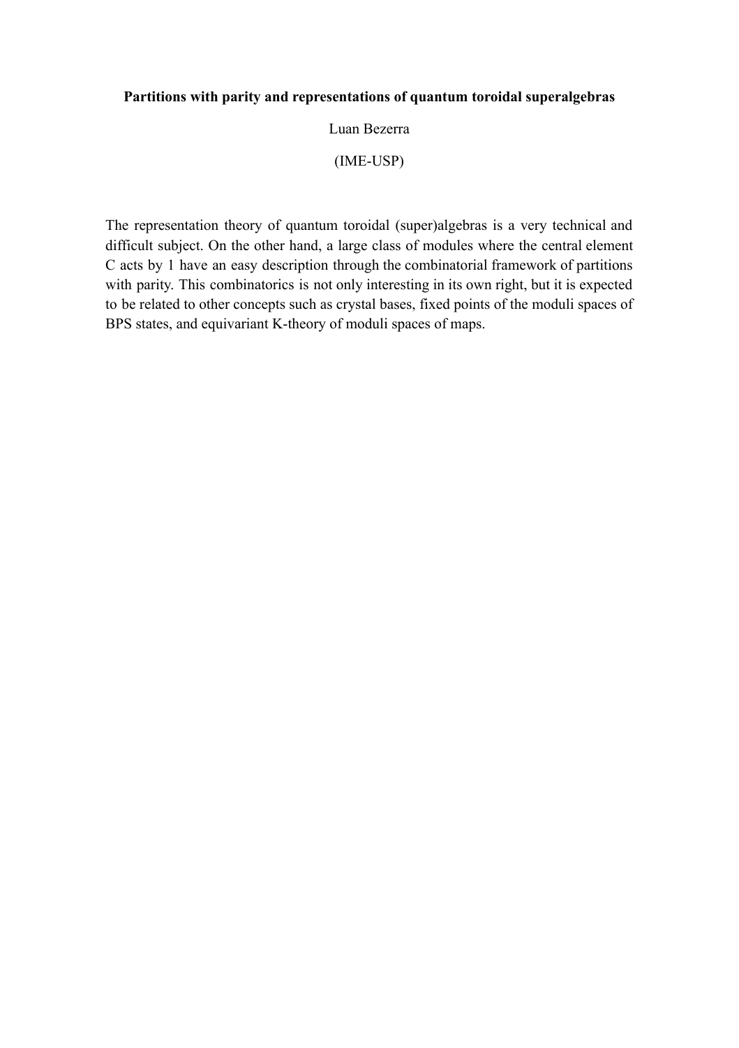**Partitions with parity and representations of quantum toroidal superalgebras**

Luan Bezerra

(IME-USP)

The representation theory of quantum toroidal (super)algebras is a very technical and difficult subject. On the other hand, a large class of modules where the central element C acts by 1 have an easy description through the combinatorial framework of partitions with parity. This combinatorics is not only interesting in its own right, but it is expected to be related to other concepts such as crystal bases, fixed points of the moduli spaces of BPS states, and equivariant K-theory of moduli spaces of maps.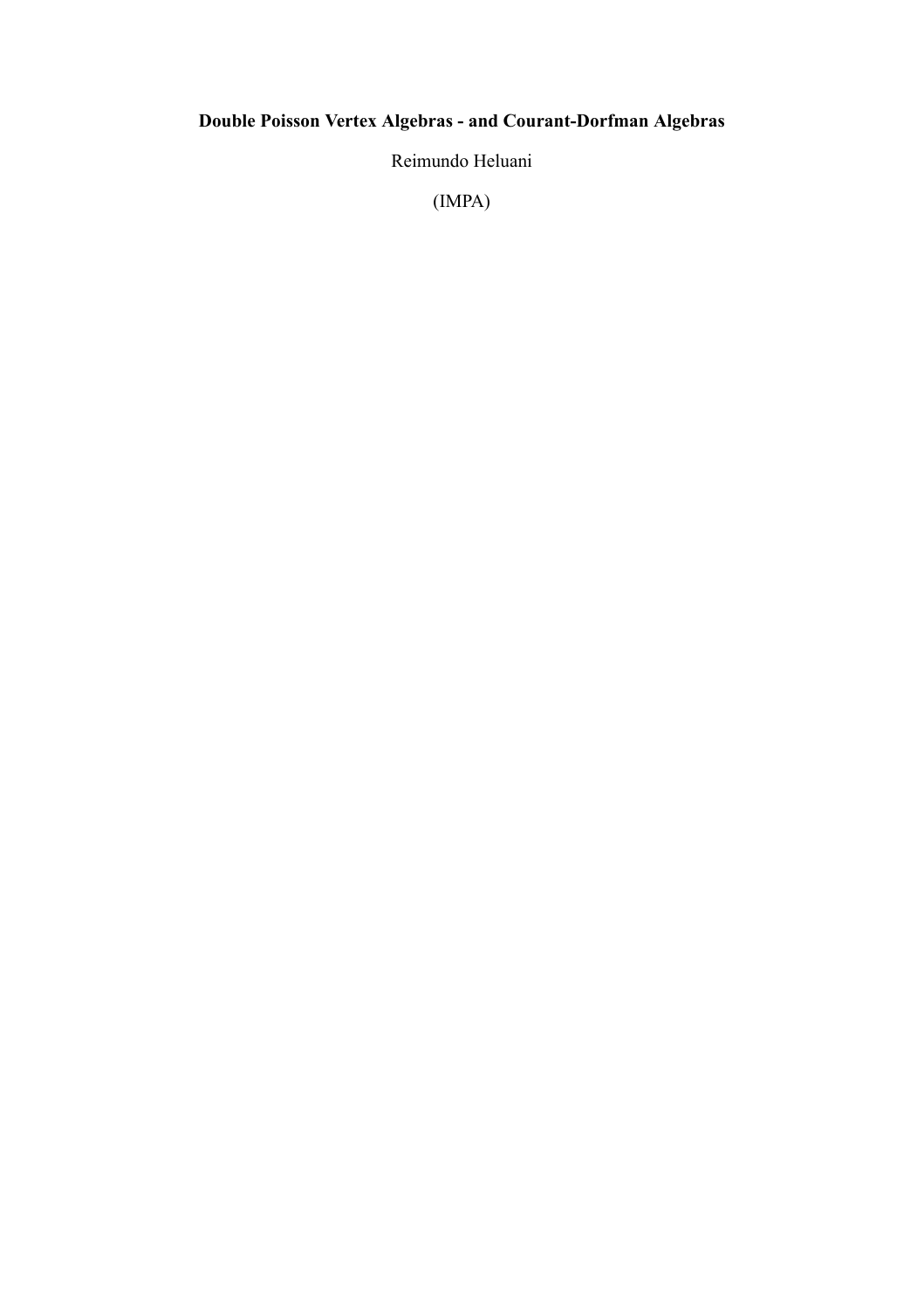**Double Poisson Vertex Algebras - and Courant-Dorfman Algebras**

Reimundo Heluani

(IMPA)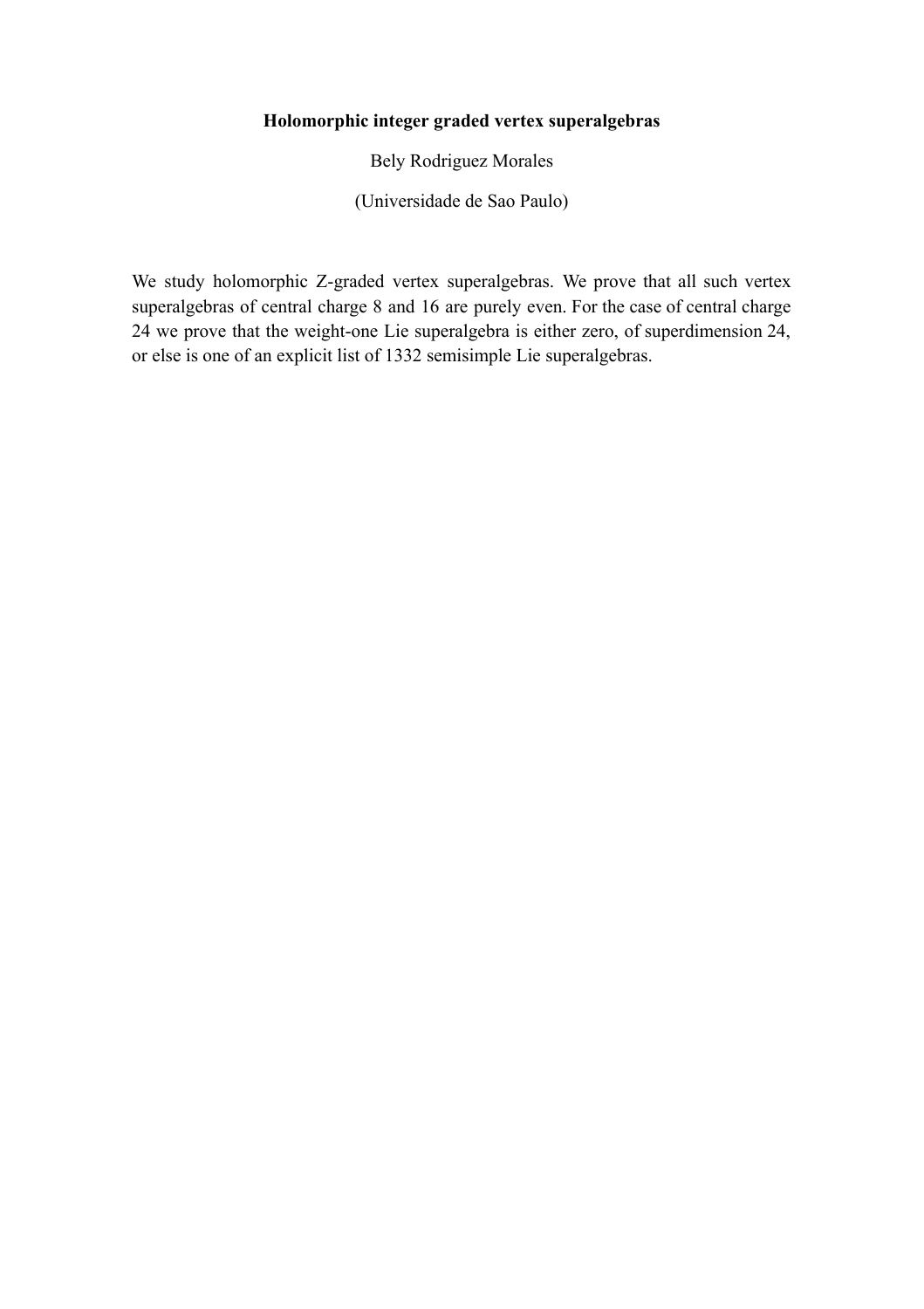**Holomorphic integer graded vertex superalgebras**

Bely Rodriguez Morales

(Universidade de Sao Paulo)

We study holomorphic Z-graded vertex superalgebras. We prove that all such vertex superalgebras of central charge 8 and 16 are purely even. For the case of central charge 24 we prove that the weight-one Lie superalgebra is either zero, of superdimension 24, or else is one of an explicit list of 1332 semisimple Lie superalgebras.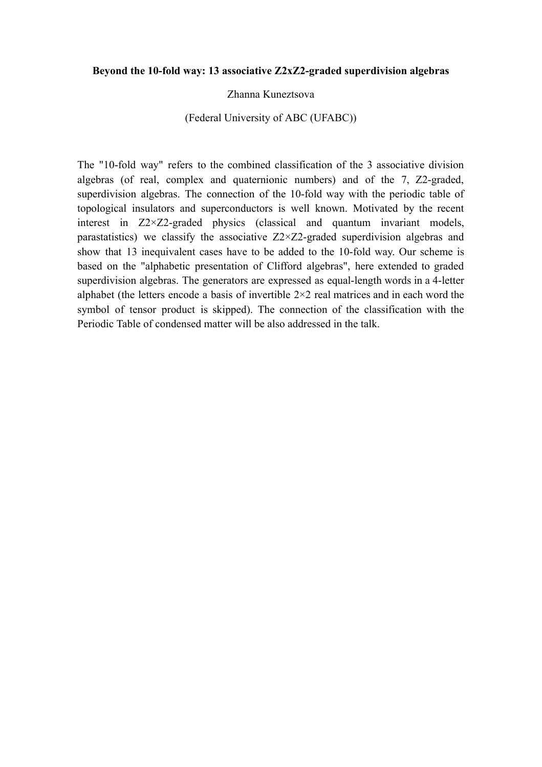**Beyond the 10-fold way: 13 associative Z2xZ2-graded superdivision algebras**

Zhanna Kuneztsova

(Federal University of ABC (UFABC))

The "10-fold way" refers to the combined classification of the 3 associative division algebras (of real, complex and quaternionic numbers) and of the 7, Z2-graded, superdivision algebras. The connection of the 10-fold way with the periodic table of topological insulators and superconductors is well known. Motivated by the recent interest in Z2×Z2-graded physics (classical and quantum invariant models, parastatistics) we classify the associative Z2×Z2-graded superdivision algebras and show that 13 inequivalent cases have to be added to the 10-fold way. Our scheme is based on the "alphabetic presentation of Clifford algebras", here extended to graded superdivision algebras. The generators are expressed as equal-length words in a 4-letter alphabet (the letters encode a basis of invertible 2×2 real matrices and in each word the symbol of tensor product is skipped). The connection of the classification with the Periodic Table of condensed matter will be also addressed in the talk.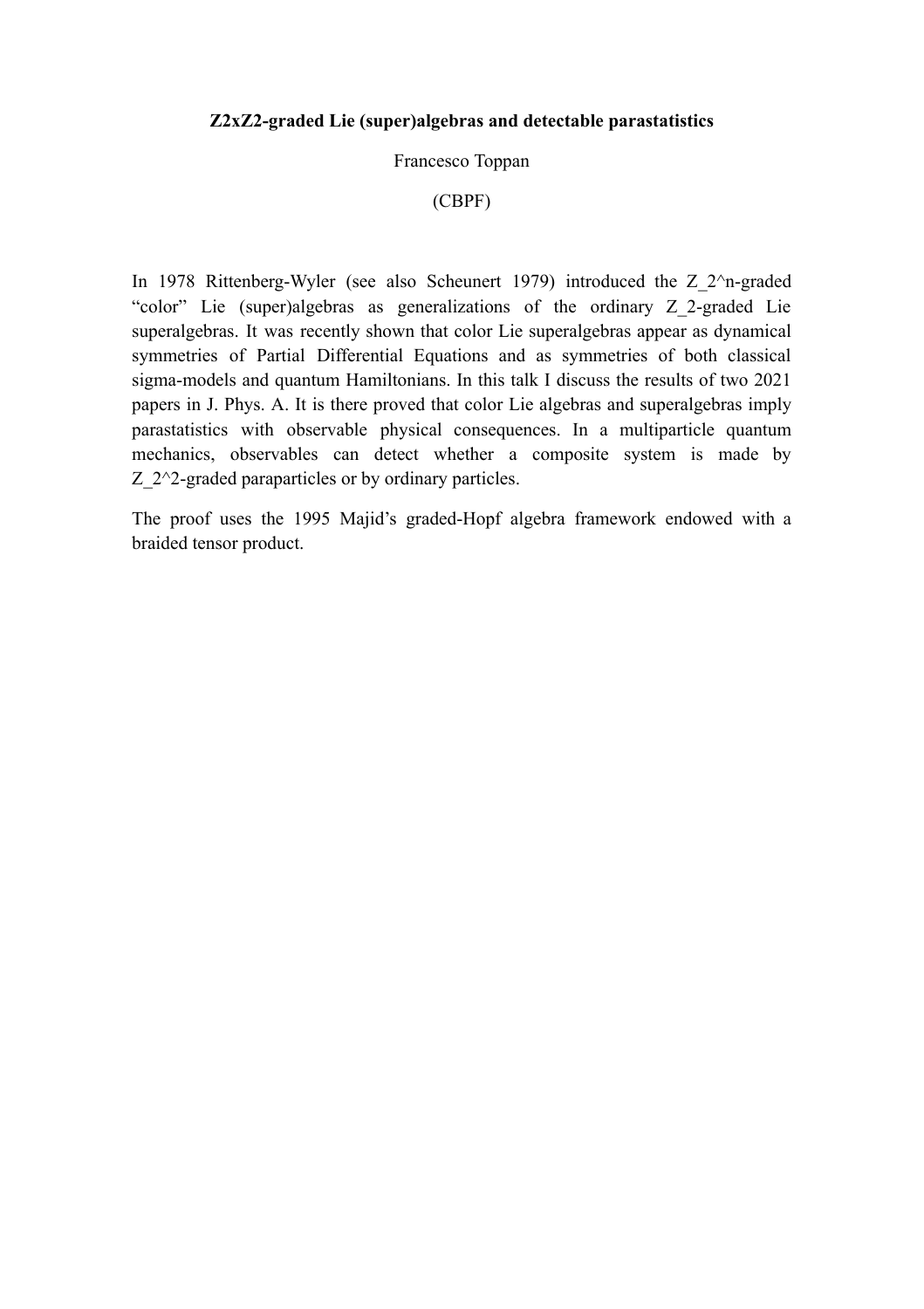**Z2xZ2-graded Lie (super)algebras and detectable parastatistics**

Francesco Toppan

(CBPF)

In 1978 Rittenberg-Wyler (see also Scheunert 1979) introduced the Z_2^n-graded "color" Lie (super)algebras as generalizations of the ordinary Z_2-graded Lie superalgebras. It was recently shown that color Lie superalgebras appear as dynamical symmetries of Partial Differential Equations and as symmetries of both classical sigma-models and quantum Hamiltonians. In this talk I discuss the results of two 2021 papers in J. Phys. A. It is there proved that color Lie algebras and superalgebras imply parastatistics with observable physical consequences. In a multiparticle quantum mechanics, observables can detect whether a composite system is made by Z_2^2-graded paraparticles or by ordinary particles.

The proof uses the 1995 Majid's graded-Hopf algebra framework endowed with a braided tensor product.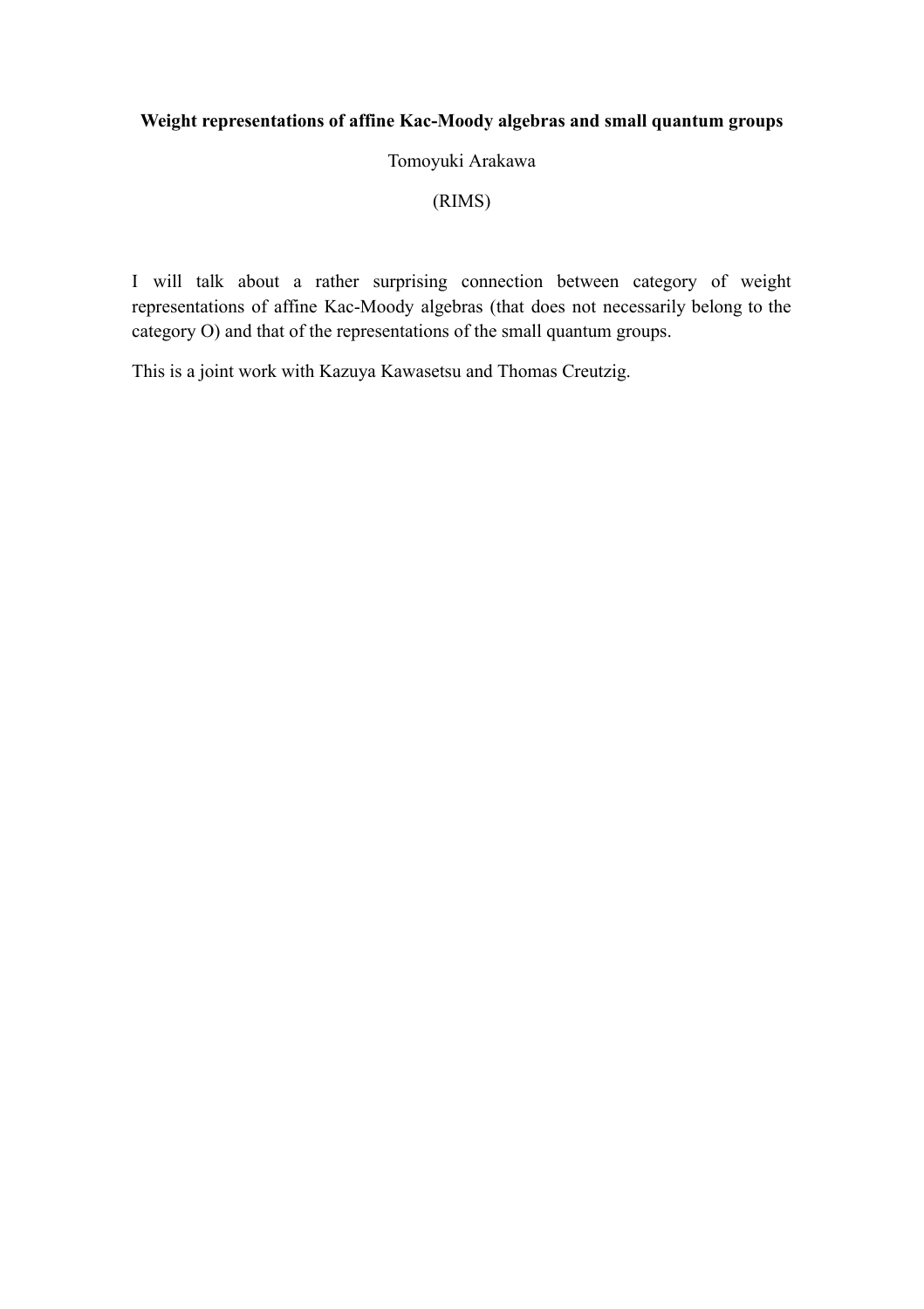**Weight representations of affine Kac-Moody algebras and small quantum groups**

Tomoyuki Arakawa

(RIMS)

I will talk about a rather surprising connection between category of weight representations of affine Kac-Moody algebras (that does not necessarily belong to the category O) and that of the representations of the small quantum groups.

This is a joint work with Kazuya Kawasetsu and Thomas Creutzig.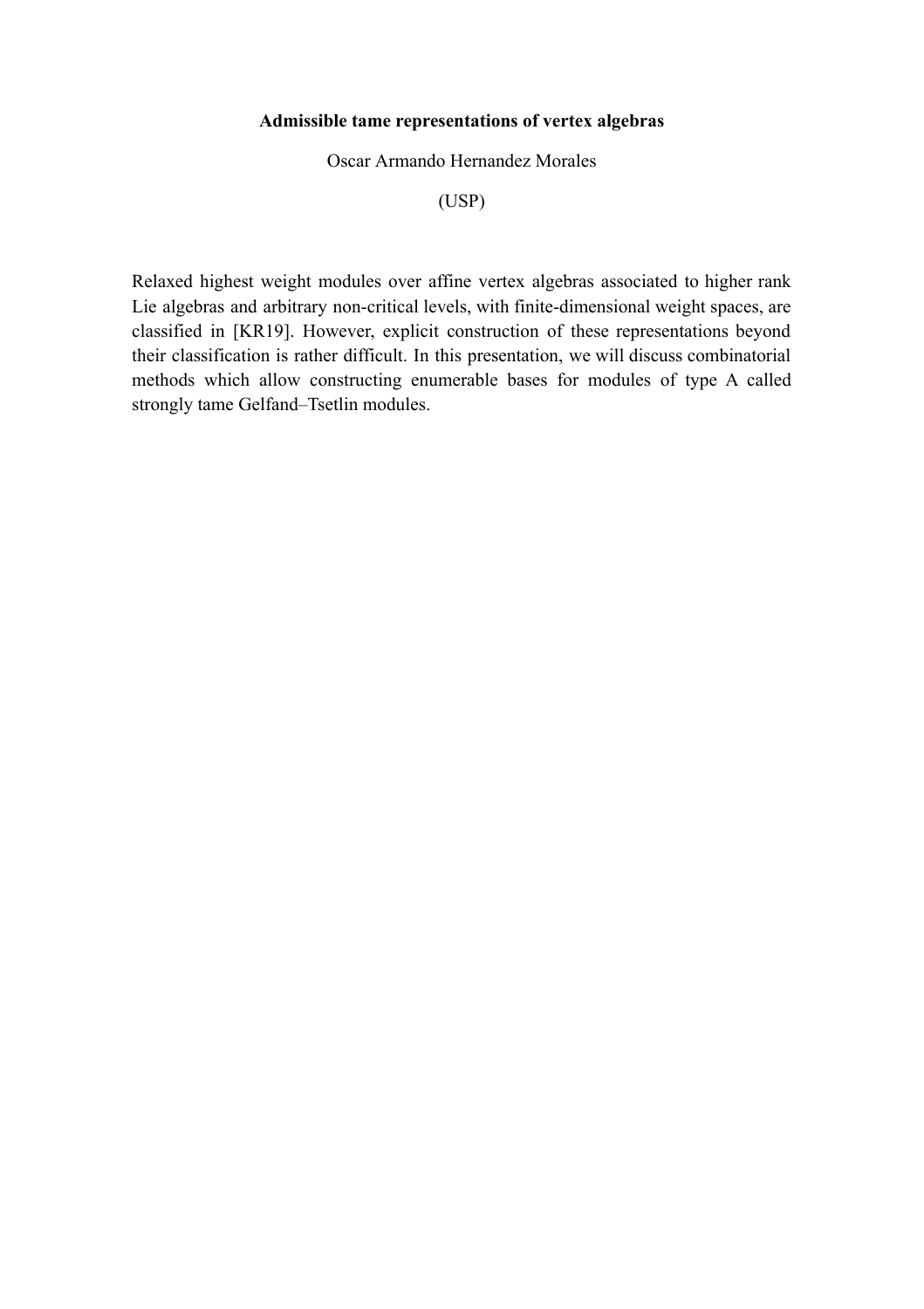**Admissible tame representations of vertex algebras**

Oscar Armando Hernandez Morales

(USP)

Relaxed highest weight modules over affine vertex algebras associated to higher rank Lie algebras and arbitrary non-critical levels, with finite-dimensional weight spaces, are classified in [KR19]. However, explicit construction of these representations beyond their classification is rather difficult. In this presentation, we will discuss combinatorial methods which allow constructing enumerable bases for modules of type A called strongly tame Gelfand–Tsetlin modules.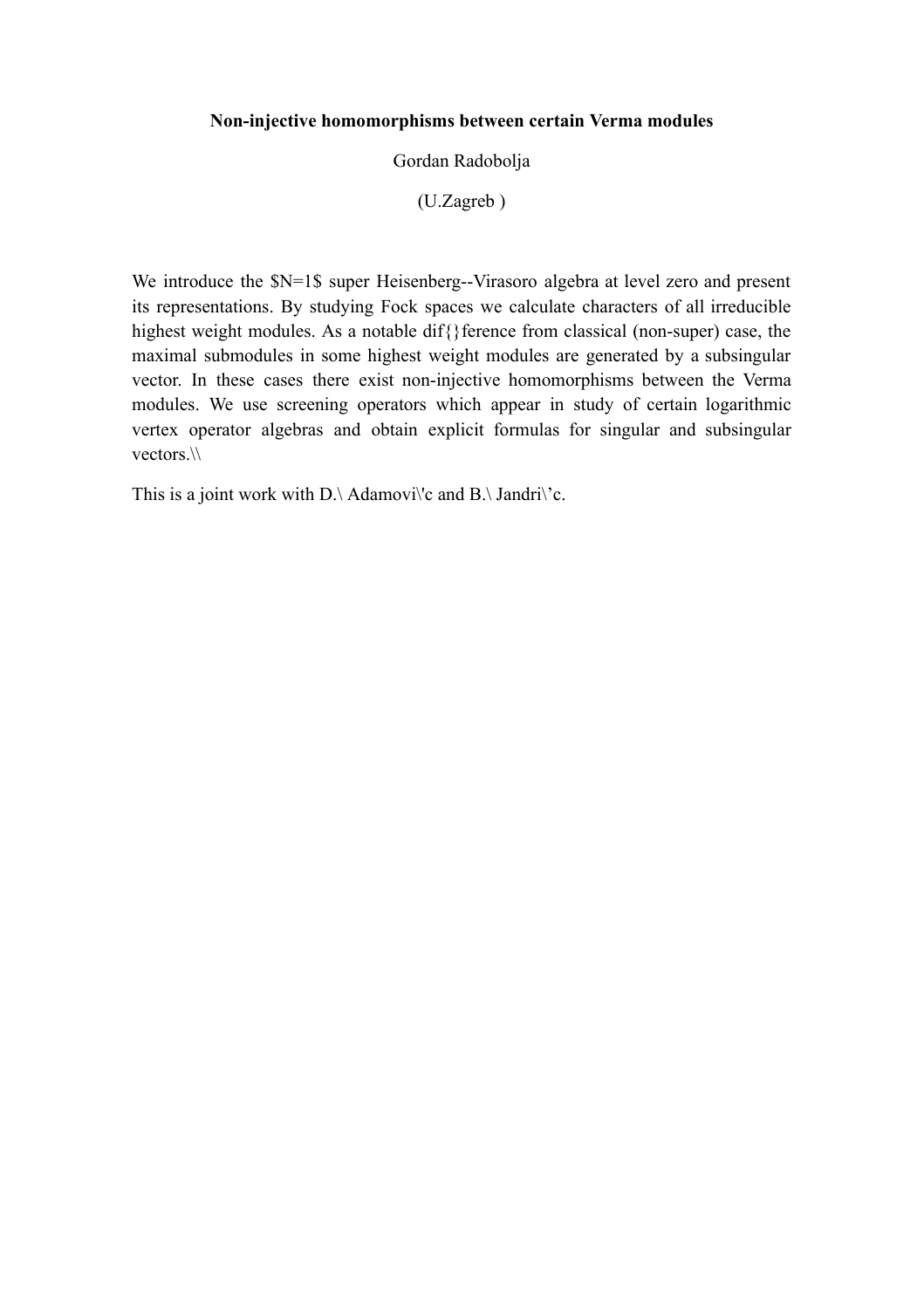**Non-injective homomorphisms between certain Verma modules**

Gordan Radobolja

(U.Zagreb )

We introduce the $N=1$ super Heisenberg--Virasoro algebra at level zero and present its representations. By studying Fock spaces we calculate characters of all irreducible highest weight modules. As a notable dif{}ference from classical (non-super) case, the maximal submodules in some highest weight modules are generated by a subsingular vector. In these cases there exist non-injective homomorphisms between the Verma modules. We use screening operators which appear in study of certain logarithmic vertex operator algebras and obtain explicit formulas for singular and subsingular vectors.\\

This is a joint work with D.\ Adamovi\'c and B.\ Jandri\’c.